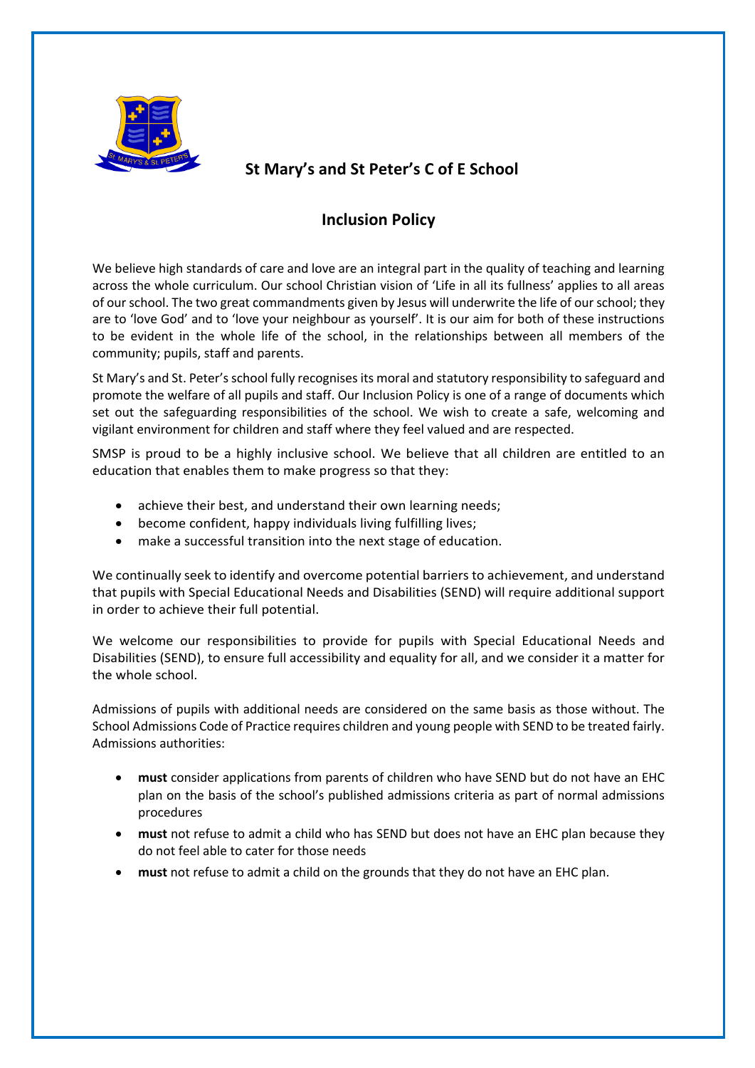# St Mary's and St Peter's C of E School

## Inclusion Policy

We believe high standards of care and love are an integral part in the quality of teaching and learning across the whole curriculum. Our school Christian vision of 'Life in all its fullness' applies to all areas of our school. The two great commandments given by Jesus will underwrite the life of our school; they are to 'love God' and to 'love your neighbour as yourself'. It is our aim for both of these instructions to be evident in the whole life of the school, in the relationships between all members of the community; pupils, staff and parents.

St Mary's and St. Peter's school fully recognises its moral and statutory responsibility to safeguard and promote the welfare of all pupils and staff. Our Inclusion Policy is one of a range of documents which set out the safeguarding responsibilities of the school. We wish to create a safe, welcoming and vigilant environment for children and staff where they feel valued and are respected.

SMSP is proud to be a highly inclusive school. We believe that all children are entitled to an education that enables them to make progress so that they:

- achieve their best, and understand their own learning needs;
- become confident, happy individuals living fulfilling lives;
- make a successful transition into the next stage of education.

We continually seek to identify and overcome potential barriers to achievement, and understand that pupils with Special Educational Needs and Disabilities (SEND) will require additional support in order to achieve their full potential.

We welcome our responsibilities to provide for pupils with Special Educational Needs and Disabilities (SEND), to ensure full accessibility and equality for all, and we consider it a matter for the whole school.

Admissions of pupils with additional needs are considered on the same basis as those without. The School Admissions Code of Practice requires children and young people with SEND to be treated fairly. Admissions authorities:

- **must** consider applications from parents of children who have SEND but do not have an EHC plan on the basis of the school's published admissions criteria as part of normal admissions procedures
- **must** not refuse to admit a child who has SEND but does not have an EHC plan because they do not feel able to cater for those needs
- **must** not refuse to admit a child on the grounds that they do not have an EHC plan.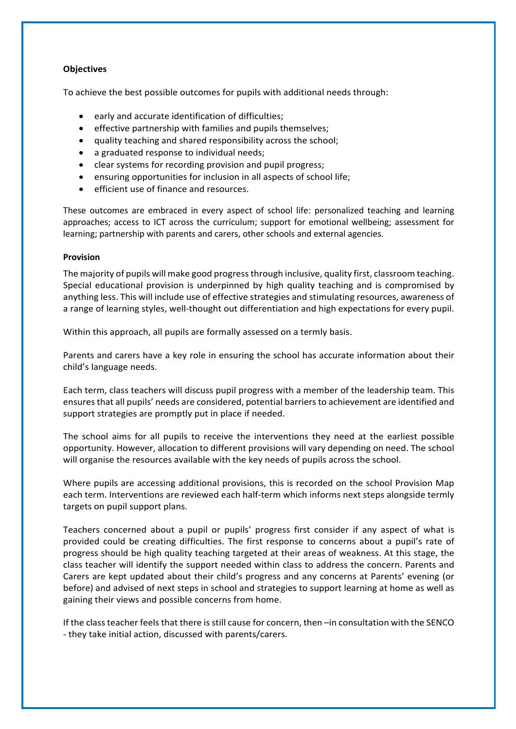**Objectives**

To achieve the best possible outcomes for pupils with additional needs through:

- early and accurate identification of difficulties;
- effective partnership with families and pupils themselves;
- quality teaching and shared responsibility across the school;
- a graduated response to individual needs;
- clear systems for recording provision and pupil progress;
- ensuring opportunities for inclusion in all aspects of school life;
- efficient use of finance and resources.

These outcomes are embraced in every aspect of school life: personalized teaching and learning approaches; access to ICT across the curriculum; support for emotional wellbeing; assessment for learning; partnership with parents and carers, other schools and external agencies.

**Provision**

The majority of pupils will make good progress through inclusive, quality first, classroom teaching. Special educational provision is underpinned by high quality teaching and is compromised by anything less. This will include use of effective strategies and stimulating resources, awareness of a range of learning styles, well-thought out differentiation and high expectations for every pupil.

Within this approach, all pupils are formally assessed on a termly basis.

Parents and carers have a key role in ensuring the school has accurate information about their child's language needs.

Each term, class teachers will discuss pupil progress with a member of the leadership team. This ensures that all pupils' needs are considered, potential barriers to achievement are identified and support strategies are promptly put in place if needed.

The school aims for all pupils to receive the interventions they need at the earliest possible opportunity. However, allocation to different provisions will vary depending on need. The school will organise the resources available with the key needs of pupils across the school.

Where pupils are accessing additional provisions, this is recorded on the school Provision Map each term. Interventions are reviewed each half-term which informs next steps alongside termly targets on pupil support plans.

Teachers concerned about a pupil or pupils' progress first consider if any aspect of what is provided could be creating difficulties. The first response to concerns about a pupil's rate of progress should be high quality teaching targeted at their areas of weakness. At this stage, the class teacher will identify the support needed within class to address the concern. Parents and Carers are kept updated about their child's progress and any concerns at Parents' evening (or before) and advised of next steps in school and strategies to support learning at home as well as gaining their views and possible concerns from home.

If the class teacher feels that there is still cause for concern, then –in consultation with the SENCO - they take initial action, discussed with parents/carers.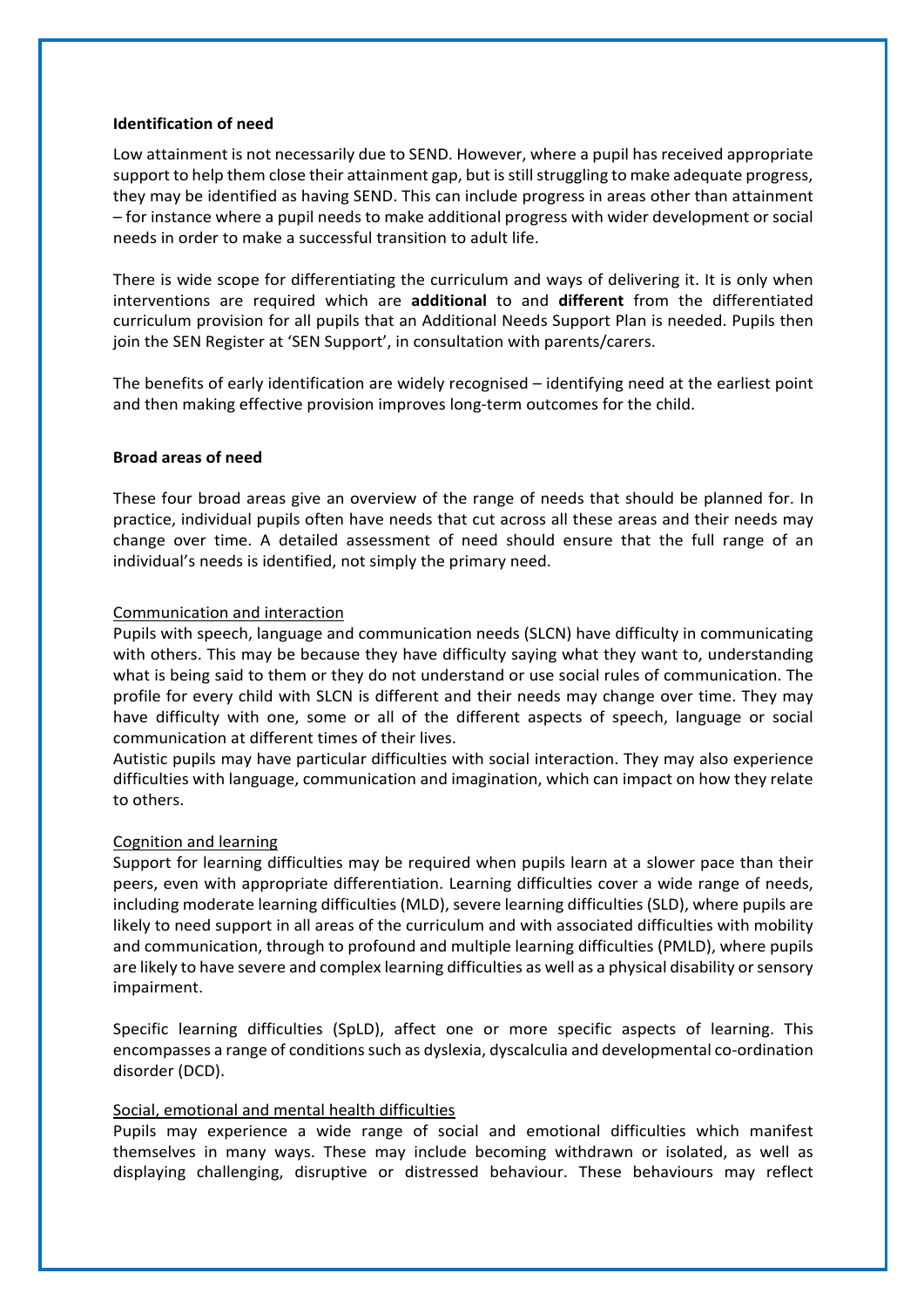**Identification of need**

Low attainment is not necessarily due to SEND. However, where a pupil has received appropriate support to help them close their attainment gap, but is still struggling to make adequate progress, they may be identified as having SEND. This can include progress in areas other than attainment – for instance where a pupil needs to make additional progress with wider development or social needs in order to make a successful transition to adult life.

There is wide scope for differentiating the curriculum and ways of delivering it. It is only when interventions are required which are **additional** to and **different** from the differentiated curriculum provision for all pupils that an Additional Needs Support Plan is needed. Pupils then join the SEN Register at 'SEN Support', in consultation with parents/carers.

The benefits of early identification are widely recognised – identifying need at the earliest point and then making effective provision improves long-term outcomes for the child.

**Broad areas of need**

These four broad areas give an overview of the range of needs that should be planned for. In practice, individual pupils often have needs that cut across all these areas and their needs may change over time. A detailed assessment of need should ensure that the full range of an individual's needs is identified, not simply the primary need.

<u>Communication and interaction</u>

Pupils with speech, language and communication needs (SLCN) have difficulty in communicating with others. This may be because they have difficulty saying what they want to, understanding what is being said to them or they do not understand or use social rules of communication. The profile for every child with SLCN is different and their needs may change over time. They may have difficulty with one, some or all of the different aspects of speech, language or social communication at different times of their lives.

Autistic pupils may have particular difficulties with social interaction. They may also experience difficulties with language, communication and imagination, which can impact on how they relate to others.

<u>Cognition and learning</u>

Support for learning difficulties may be required when pupils learn at a slower pace than their peers, even with appropriate differentiation. Learning difficulties cover a wide range of needs, including moderate learning difficulties (MLD), severe learning difficulties (SLD), where pupils are likely to need support in all areas of the curriculum and with associated difficulties with mobility and communication, through to profound and multiple learning difficulties (PMLD), where pupils are likely to have severe and complex learning difficulties as well as a physical disability or sensory impairment.

Specific learning difficulties (SpLD), affect one or more specific aspects of learning. This encompasses a range of conditions such as dyslexia, dyscalculia and developmental co-ordination disorder (DCD).

<u>Social, emotional and mental health difficulties</u>

Pupils may experience a wide range of social and emotional difficulties which manifest themselves in many ways. These may include becoming withdrawn or isolated, as well as displaying challenging, disruptive or distressed behaviour. These behaviours may reflect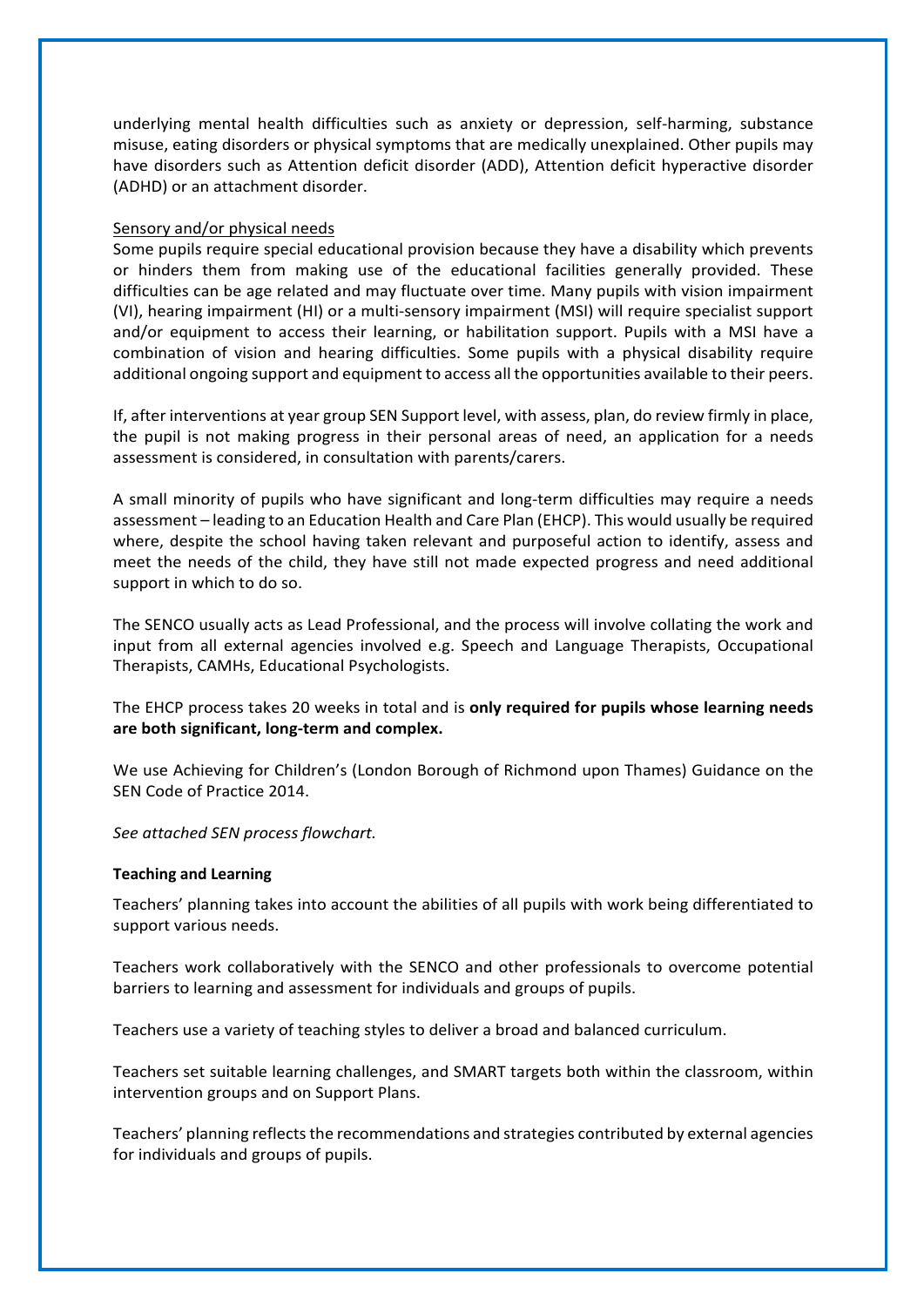underlying mental health difficulties such as anxiety or depression, self-harming, substance misuse, eating disorders or physical symptoms that are medically unexplained. Other pupils may have disorders such as Attention deficit disorder (ADD), Attention deficit hyperactive disorder (ADHD) or an attachment disorder.

<u>Sensory and/or physical needs</u>

Some pupils require special educational provision because they have a disability which prevents or hinders them from making use of the educational facilities generally provided. These difficulties can be age related and may fluctuate over time. Many pupils with vision impairment (VI), hearing impairment (HI) or a multi-sensory impairment (MSI) will require specialist support and/or equipment to access their learning, or habilitation support. Pupils with a MSI have a combination of vision and hearing difficulties. Some pupils with a physical disability require additional ongoing support and equipment to access all the opportunities available to their peers.

If, after interventions at year group SEN Support level, with assess, plan, do review firmly in place, the pupil is not making progress in their personal areas of need, an application for a needs assessment is considered, in consultation with parents/carers.

A small minority of pupils who have significant and long-term difficulties may require a needs assessment – leading to an Education Health and Care Plan (EHCP). This would usually be required where, despite the school having taken relevant and purposeful action to identify, assess and meet the needs of the child, they have still not made expected progress and need additional support in which to do so.

The SENCO usually acts as Lead Professional, and the process will involve collating the work and input from all external agencies involved e.g. Speech and Language Therapists, Occupational Therapists, CAMHs, Educational Psychologists.

The EHCP process takes 20 weeks in total and is **only required for pupils whose learning needs are both significant, long-term and complex.**

We use Achieving for Children's (London Borough of Richmond upon Thames) Guidance on the SEN Code of Practice 2014.

*See attached SEN process flowchart.*

**Teaching and Learning**

Teachers' planning takes into account the abilities of all pupils with work being differentiated to support various needs.

Teachers work collaboratively with the SENCO and other professionals to overcome potential barriers to learning and assessment for individuals and groups of pupils.

Teachers use a variety of teaching styles to deliver a broad and balanced curriculum.

Teachers set suitable learning challenges, and SMART targets both within the classroom, within intervention groups and on Support Plans.

Teachers' planning reflects the recommendations and strategies contributed by external agencies for individuals and groups of pupils.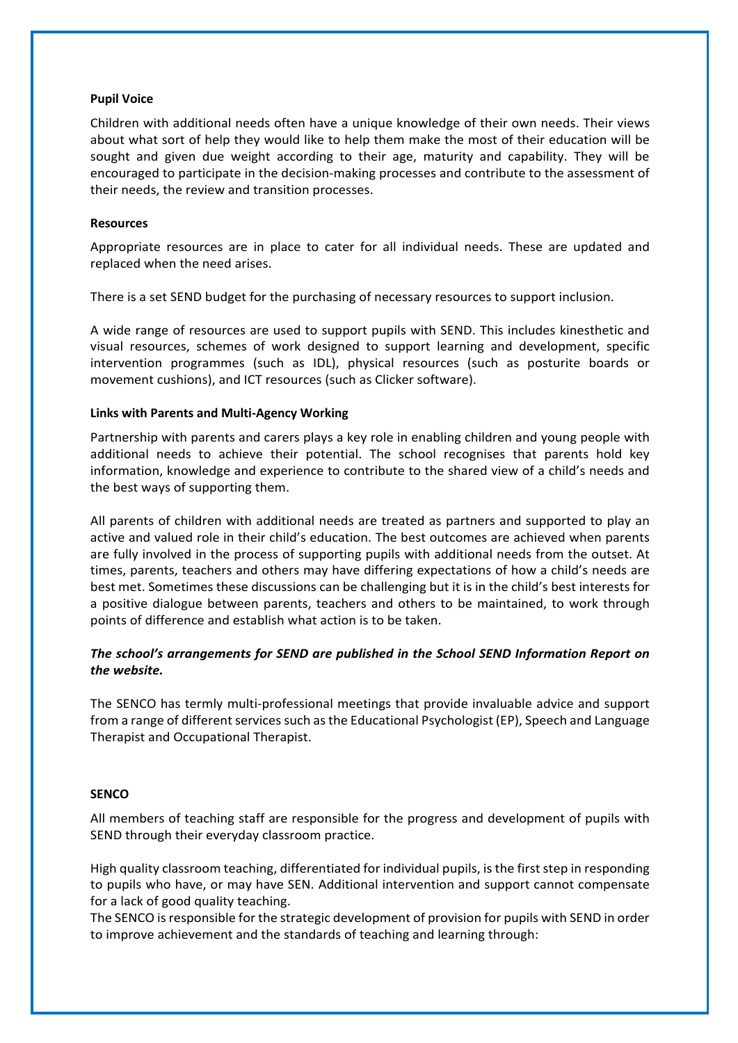**Pupil Voice**

Children with additional needs often have a unique knowledge of their own needs. Their views about what sort of help they would like to help them make the most of their education will be sought and given due weight according to their age, maturity and capability. They will be encouraged to participate in the decision-making processes and contribute to the assessment of their needs, the review and transition processes.

**Resources**

Appropriate resources are in place to cater for all individual needs. These are updated and replaced when the need arises.

There is a set SEND budget for the purchasing of necessary resources to support inclusion.

A wide range of resources are used to support pupils with SEND. This includes kinesthetic and visual resources, schemes of work designed to support learning and development, specific intervention programmes (such as IDL), physical resources (such as posturite boards or movement cushions), and ICT resources (such as Clicker software).

**Links with Parents and Multi-Agency Working**

Partnership with parents and carers plays a key role in enabling children and young people with additional needs to achieve their potential. The school recognises that parents hold key information, knowledge and experience to contribute to the shared view of a child's needs and the best ways of supporting them.

All parents of children with additional needs are treated as partners and supported to play an active and valued role in their child's education. The best outcomes are achieved when parents are fully involved in the process of supporting pupils with additional needs from the outset. At times, parents, teachers and others may have differing expectations of how a child's needs are best met. Sometimes these discussions can be challenging but it is in the child's best interests for a positive dialogue between parents, teachers and others to be maintained, to work through points of difference and establish what action is to be taken.

***The school's arrangements for SEND are published in the School SEND Information Report on the website.***

The SENCO has termly multi-professional meetings that provide invaluable advice and support from a range of different services such as the Educational Psychologist (EP), Speech and Language Therapist and Occupational Therapist.

**SENCO**

All members of teaching staff are responsible for the progress and development of pupils with SEND through their everyday classroom practice.

High quality classroom teaching, differentiated for individual pupils, is the first step in responding to pupils who have, or may have SEN. Additional intervention and support cannot compensate for a lack of good quality teaching.

The SENCO is responsible for the strategic development of provision for pupils with SEND in order to improve achievement and the standards of teaching and learning through: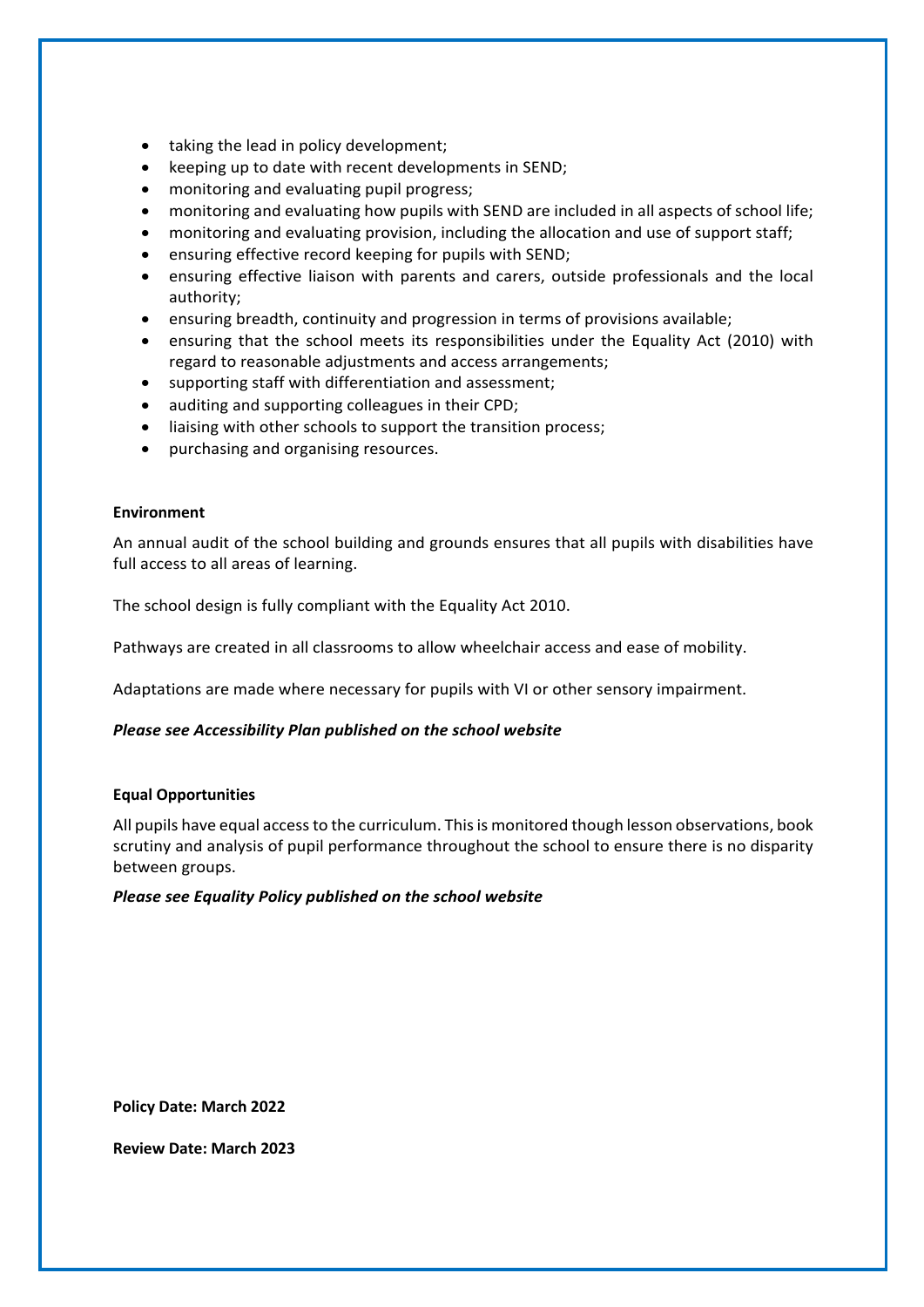- taking the lead in policy development;
- keeping up to date with recent developments in SEND;
- monitoring and evaluating pupil progress;
- monitoring and evaluating how pupils with SEND are included in all aspects of school life;
- monitoring and evaluating provision, including the allocation and use of support staff;
- ensuring effective record keeping for pupils with SEND;
- ensuring effective liaison with parents and carers, outside professionals and the local authority;
- ensuring breadth, continuity and progression in terms of provisions available;
- ensuring that the school meets its responsibilities under the Equality Act (2010) with regard to reasonable adjustments and access arrangements;
- supporting staff with differentiation and assessment;
- auditing and supporting colleagues in their CPD;
- liaising with other schools to support the transition process;
- purchasing and organising resources.

**Environment**

An annual audit of the school building and grounds ensures that all pupils with disabilities have full access to all areas of learning.

The school design is fully compliant with the Equality Act 2010.

Pathways are created in all classrooms to allow wheelchair access and ease of mobility.

Adaptations are made where necessary for pupils with VI or other sensory impairment.

***Please see Accessibility Plan published on the school website***

**Equal Opportunities**

All pupils have equal access to the curriculum. This is monitored though lesson observations, book scrutiny and analysis of pupil performance throughout the school to ensure there is no disparity between groups.

***Please see Equality Policy published on the school website***

**Policy Date: March 2022**

**Review Date: March 2023**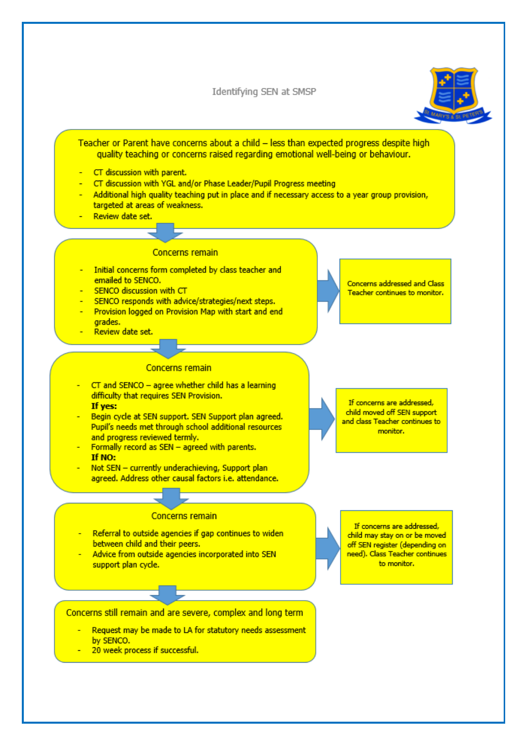# Identifying SEN at SMSP

Teacher or Parent have concerns about a child – less than expected progress despite high quality teaching or concerns raised regarding emotional well-being or behaviour.

- CT discussion with parent.
- CT discussion with YGL and/or Phase Leader/Pupil Progress meeting
- Additional high quality teaching put in place and if necessary access to a year group provision, targeted at areas of weakness.
- Review date set.

↓

**Concerns remain**

- Initial concerns form completed by class teacher and emailed to SENCO.
- SENCO discussion with CT
- SENCO responds with advice/strategies/next steps.
- Provision logged on Provision Map with start and end grades.
- Review date set.

→ Concerns addressed and Class Teacher continues to monitor.

↓

**Concerns remain**

- CT and SENCO – agree whether child has a learning difficulty that requires SEN Provision.

**If yes:**

- Begin cycle at SEN support. SEN Support plan agreed. Pupil's needs met through school additional resources and progress reviewed termly.
- Formally record as SEN – agreed with parents.

**If NO:**

- Not SEN – currently underachieving, Support plan agreed. Address other causal factors i.e. attendance.

→ If concerns are addressed, child moved off SEN support and class Teacher continues to monitor.

↓

**Concerns remain**

- Referral to outside agencies if gap continues to widen between child and their peers.
- Advice from outside agencies incorporated into SEN support plan cycle.

→ If concerns are addressed, child may stay on or be moved off SEN register (depending on need). Class Teacher continues to monitor.

↓

**Concerns still remain and are severe, complex and long term**

- Request may be made to LA for statutory needs assessment by SENCO.
- 20 week process if successful.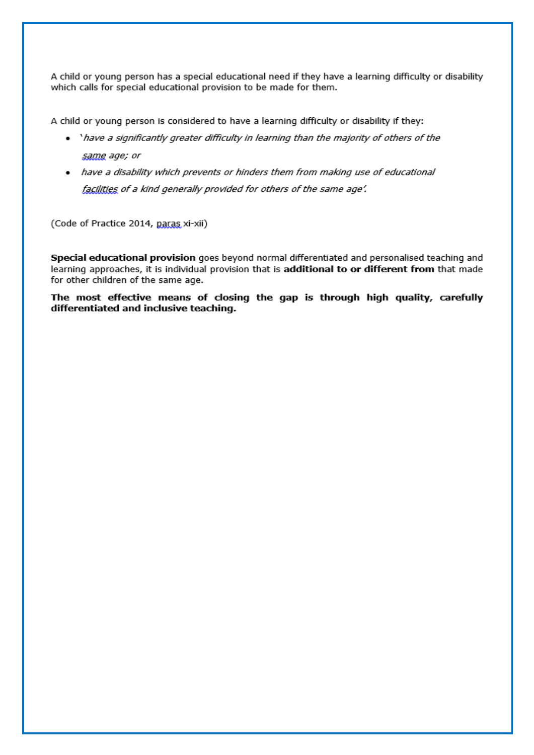A child or young person has a special educational need if they have a learning difficulty or disability which calls for special educational provision to be made for them.

A child or young person is considered to have a learning difficulty or disability if they:

- '*have a significantly greater difficulty in learning than the majority of others of the same age; or*
- *have a disability which prevents or hinders them from making use of educational facilities of a kind generally provided for others of the same age'.*

(Code of Practice 2014, paras xi-xii)

**Special educational provision** goes beyond normal differentiated and personalised teaching and learning approaches, it is individual provision that is **additional to or different from** that made for other children of the same age.

**The most effective means of closing the gap is through high quality, carefully differentiated and inclusive teaching.**